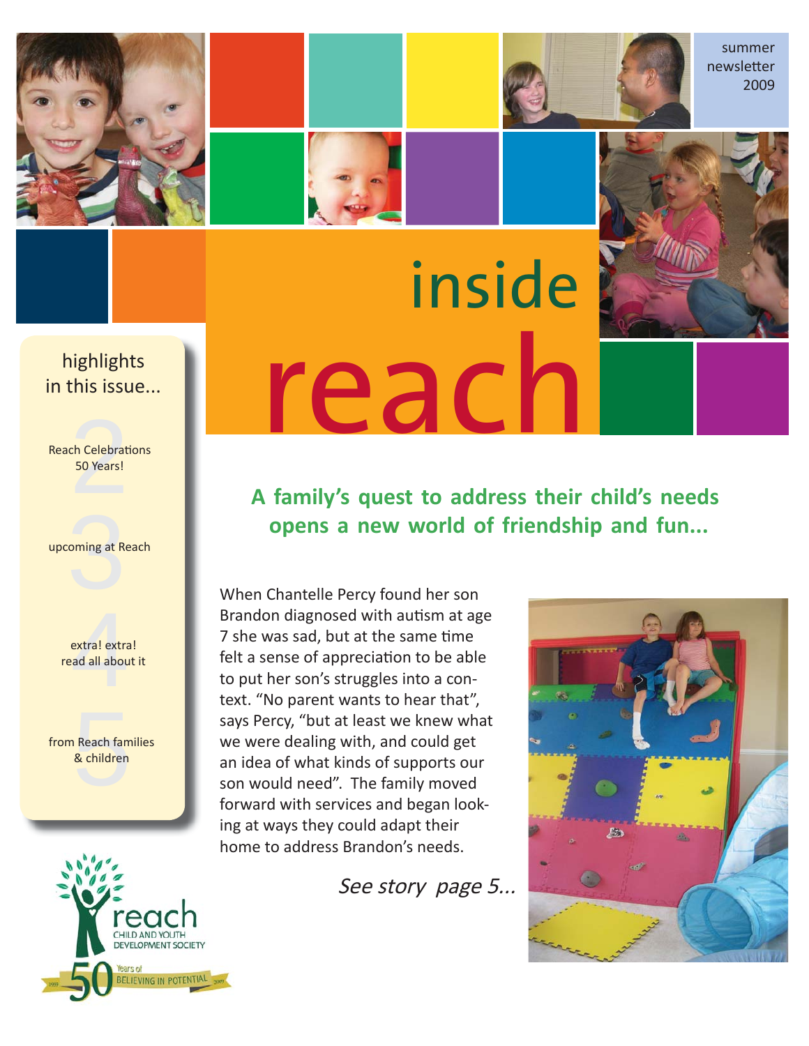summer newsletter 2009

# inside reach

highlights in this issue...

2 Reach Celebrations 50 Years!

3 upcoming at Reach

4 extra! extra! read all about it

5 from Reach families & children

reach CHILD AND YOUTH DEVELOPMENT SOCIETY

1959 50 Years of BELIEVING IN POTENTIAL 2009

## A family's quest to address their child's needs opens a new world of friendship and fun...

When Chantelle Percy found her son Brandon diagnosed with autism at age 7 she was sad, but at the same time felt a sense of appreciation to be able to put her son's struggles into a context. "No parent wants to hear that", says Percy, "but at least we knew what we were dealing with, and could get an idea of what kinds of supports our son would need". The family moved forward with services and began looking at ways they could adapt their home to address Brandon's needs.

*See story page 5...*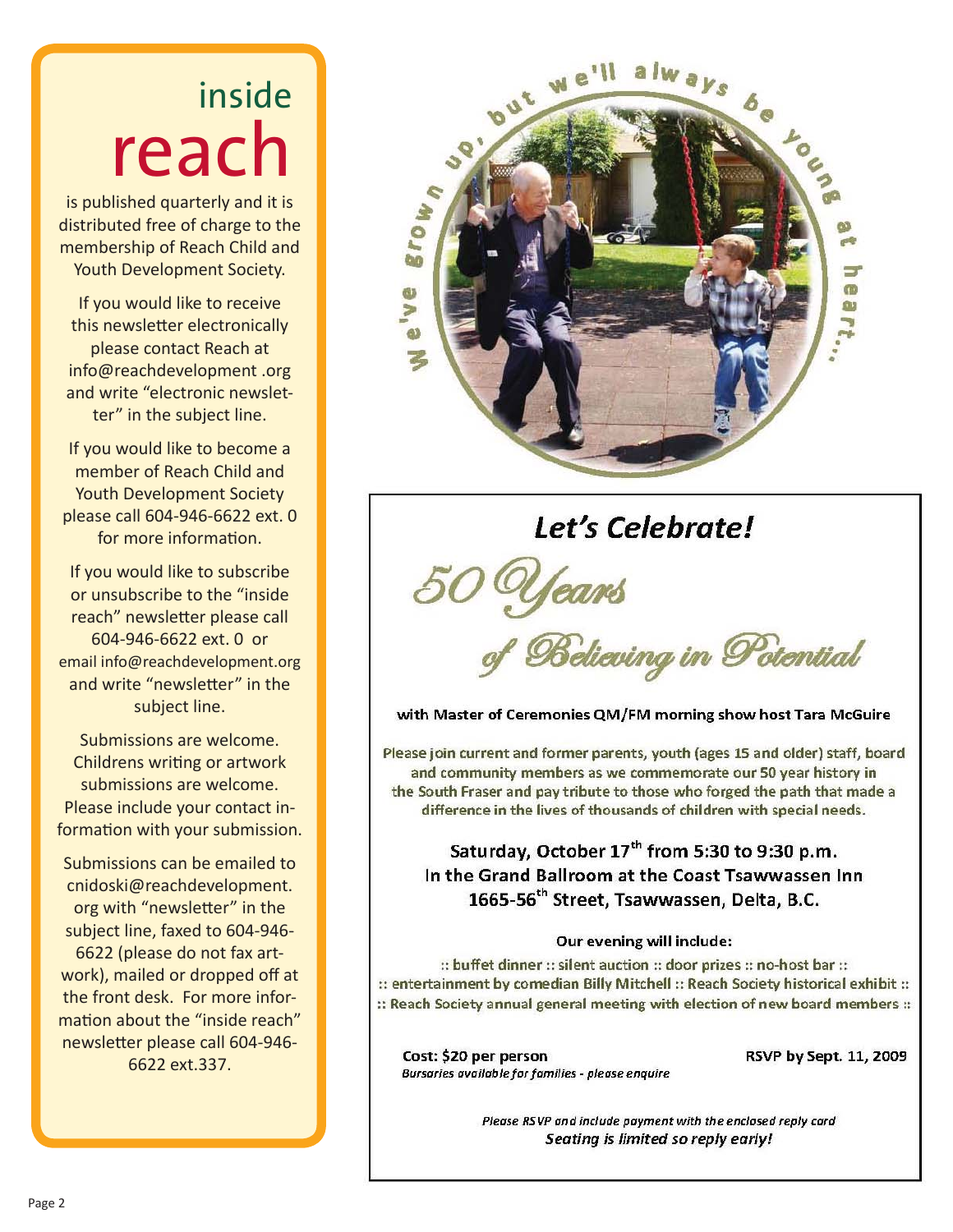## inside reach

is published quarterly and it is distributed free of charge to the membership of Reach Child and Youth Development Society.

If you would like to receive this newsletter electronically please contact Reach at info@reachdevelopment .org and write "electronic newsletter" in the subject line.

If you would like to become a member of Reach Child and Youth Development Society please call 604-946-6622 ext. 0 for more information.

If you would like to subscribe or unsubscribe to the "inside reach" newsletter please call 604-946-6622 ext. 0 or email info@reachdevelopment.org and write "newsletter" in the subject line.

Submissions are welcome. Childrens writing or artwork submissions are welcome. Please include your contact information with your submission.

Submissions can be emailed to cnidoski@reachdevelopment.org with "newsletter" in the subject line, faxed to 604-946-6622 (please do not fax artwork), mailed or dropped off at the front desk. For more information about the "inside reach" newsletter please call 604-946-6622 ext.337.

We've grown up, but we'll always be young at heart...

# *Let's Celebrate!*

## 50 Years of Believing in Potential

with Master of Ceremonies QM/FM morning show host Tara McGuire

Please join current and former parents, youth (ages 15 and older) staff, board and community members as we commemorate our 50 year history in the South Fraser and pay tribute to those who forged the path that made a difference in the lives of thousands of children with special needs.

**Saturday, October 17th from 5:30 to 9:30 p.m.**
**In the Grand Ballroom at the Coast Tsawwassen Inn**
**1665-56th Street, Tsawwassen, Delta, B.C.**

**Our evening will include:**

:: buffet dinner :: silent auction :: door prizes :: no-host bar ::
:: entertainment by comedian Billy Mitchell :: Reach Society historical exhibit ::
:: Reach Society annual general meeting with election of new board members ::

**Cost: $20 per person**
*Bursaries available for families - please enquire*

**RSVP by Sept. 11, 2009**

*Please RSVP and include payment with the enclosed reply card*
*Seating is limited so reply early!*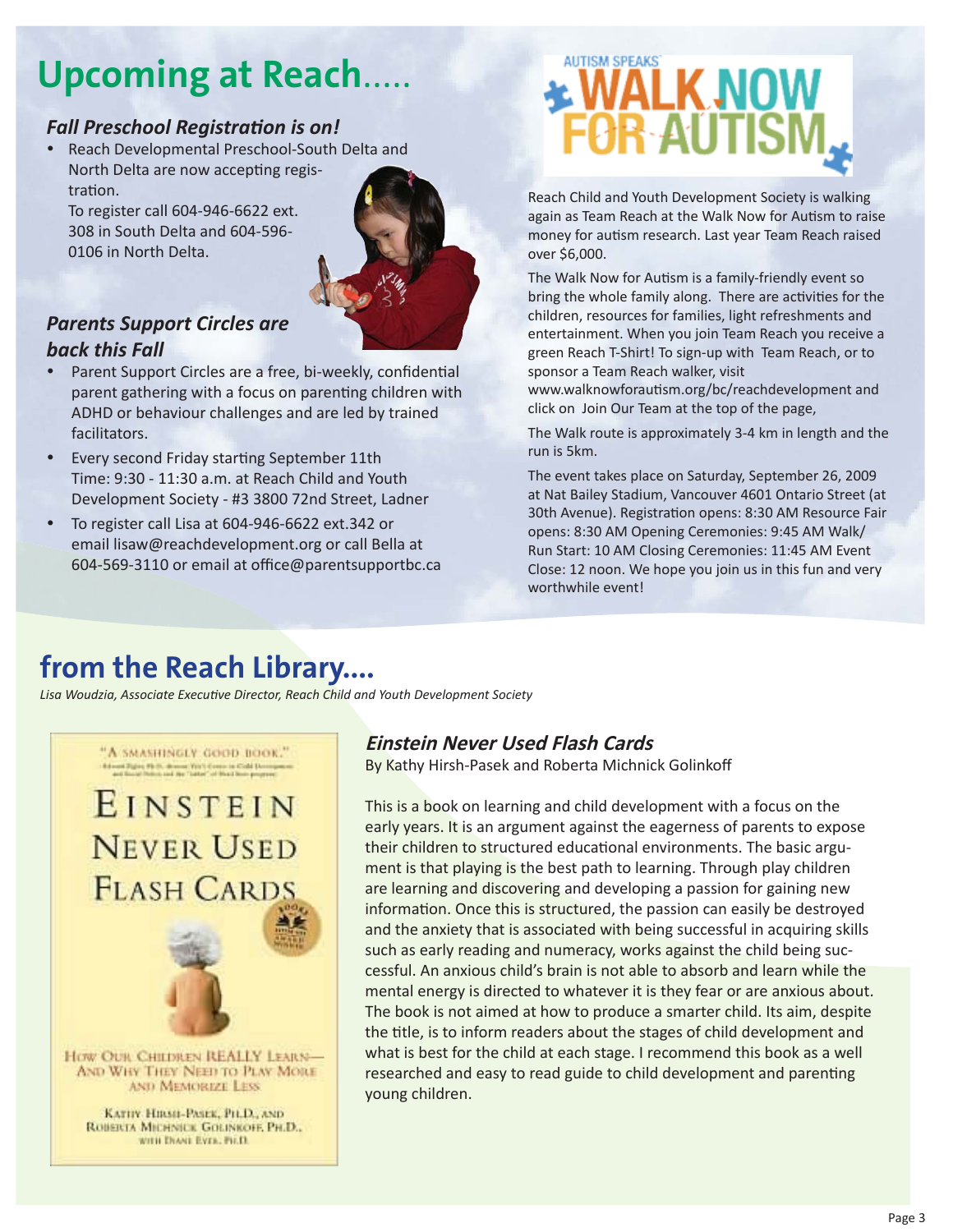# Upcoming at Reach.....

### *Fall Preschool Registration is on!*

- Reach Developmental Preschool-South Delta and North Delta are now accepting registration.
  To register call 604-946-6622 ext. 308 in South Delta and 604-596-0106 in North Delta.

### *Parents Support Circles are back this Fall*

- Parent Support Circles are a free, bi-weekly, confidential parent gathering with a focus on parenting children with ADHD or behaviour challenges and are led by trained facilitators.
- Every second Friday starting September 11th Time: 9:30 - 11:30 a.m. at Reach Child and Youth Development Society - #3 3800 72nd Street, Ladner
- To register call Lisa at 604-946-6622 ext.342 or email lisaw@reachdevelopment.org or call Bella at 604-569-3110 or email at office@parentsupportbc.ca

### AUTISM SPEAKS WALK NOW FOR AUTISM

Reach Child and Youth Development Society is walking again as Team Reach at the Walk Now for Autism to raise money for autism research. Last year Team Reach raised over $6,000.

The Walk Now for Autism is a family-friendly event so bring the whole family along. There are activities for the children, resources for families, light refreshments and entertainment. When you join Team Reach you receive a green Reach T-Shirt! To sign-up with Team Reach, or to sponsor a Team Reach walker, visit www.walknowforautism.org/bc/reachdevelopment and click on Join Our Team at the top of the page,

The Walk route is approximately 3-4 km in length and the run is 5km.

The event takes place on Saturday, September 26, 2009 at Nat Bailey Stadium, Vancouver 4601 Ontario Street (at 30th Avenue). Registration opens: 8:30 AM Resource Fair opens: 8:30 AM Opening Ceremonies: 9:45 AM Walk/ Run Start: 10 AM Closing Ceremonies: 11:45 AM Event Close: 12 noon. We hope you join us in this fun and very worthwhile event!

# from the Reach Library....

*Lisa Woudzia, Associate Executive Director, Reach Child and Youth Development Society*

### *Einstein Never Used Flash Cards*

By Kathy Hirsh-Pasek and Roberta Michnick Golinkoff

This is a book on learning and child development with a focus on the early years. It is an argument against the eagerness of parents to expose their children to structured educational environments. The basic argument is that playing is the best path to learning. Through play children are learning and discovering and developing a passion for gaining new information. Once this is structured, the passion can easily be destroyed and the anxiety that is associated with being successful in acquiring skills such as early reading and numeracy, works against the child being successful. An anxious child's brain is not able to absorb and learn while the mental energy is directed to whatever it is they fear or are anxious about. The book is not aimed at how to produce a smarter child. Its aim, despite the title, is to inform readers about the stages of child development and what is best for the child at each stage. I recommend this book as a well researched and easy to read guide to child development and parenting young children.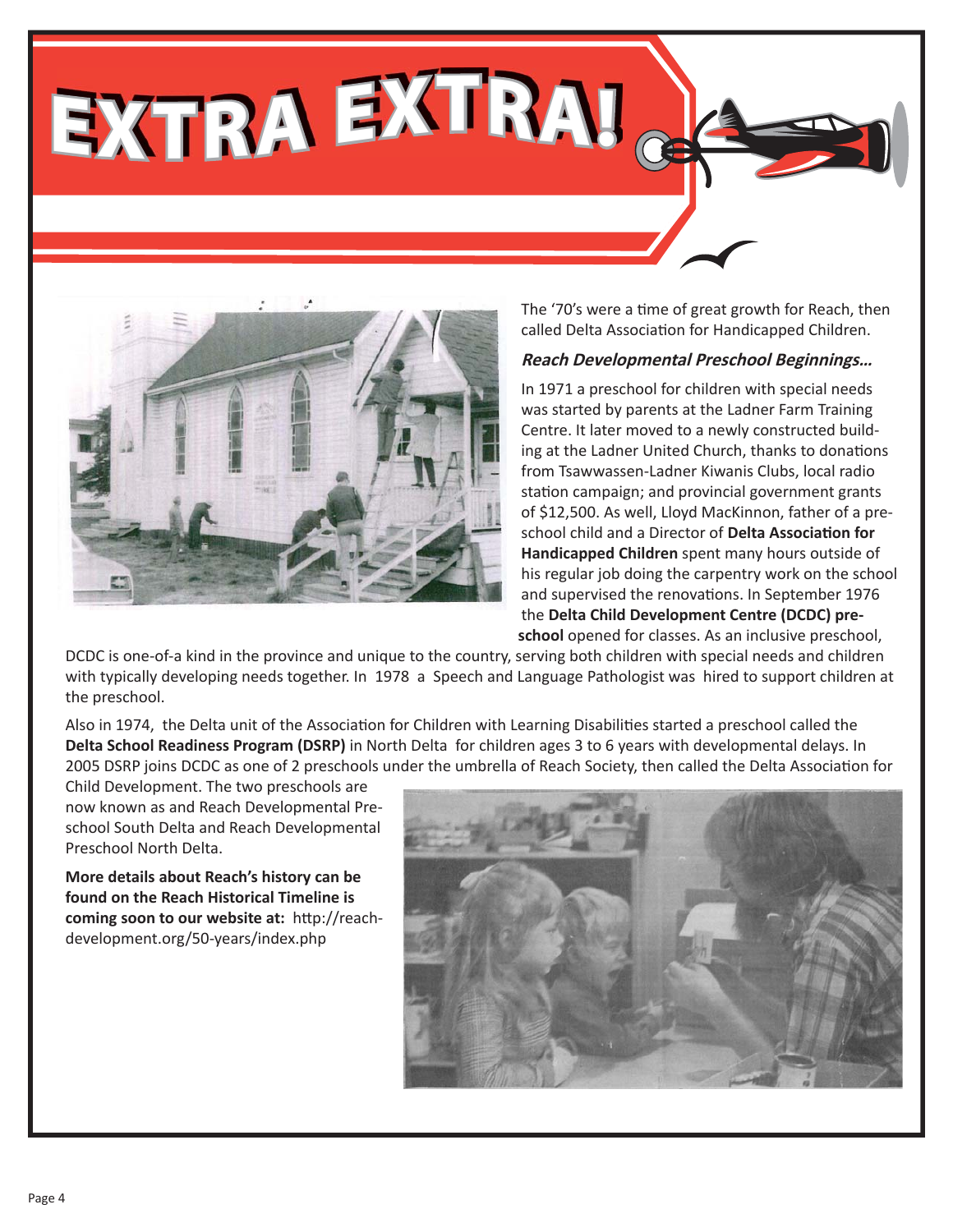# EXTRA EXTRA!

The '70's were a time of great growth for Reach, then called Delta Association for Handicapped Children.

### *Reach Developmental Preschool Beginnings...*

In 1971 a preschool for children with special needs was started by parents at the Ladner Farm Training Centre. It later moved to a newly constructed building at the Ladner United Church, thanks to donations from Tsawwassen-Ladner Kiwanis Clubs, local radio station campaign; and provincial government grants of $12,500. As well, Lloyd MacKinnon, father of a preschool child and a Director of **Delta Association for Handicapped Children** spent many hours outside of his regular job doing the carpentry work on the school and supervised the renovations. In September 1976 the **Delta Child Development Centre (DCDC) preschool** opened for classes. As an inclusive preschool, DCDC is one-of-a kind in the province and unique to the country, serving both children with special needs and children with typically developing needs together. In 1978 a Speech and Language Pathologist was hired to support children at the preschool.

Also in 1974, the Delta unit of the Association for Children with Learning Disabilities started a preschool called the **Delta School Readiness Program (DSRP)** in North Delta for children ages 3 to 6 years with developmental delays. In 2005 DSRP joins DCDC as one of 2 preschools under the umbrella of Reach Society, then called the Delta Association for Child Development. The two preschools are now known as and Reach Developmental Preschool South Delta and Reach Developmental Preschool North Delta.

**More details about Reach's history can be found on the Reach Historical Timeline is coming soon to our website at:** http://reachdevelopment.org/50-years/index.php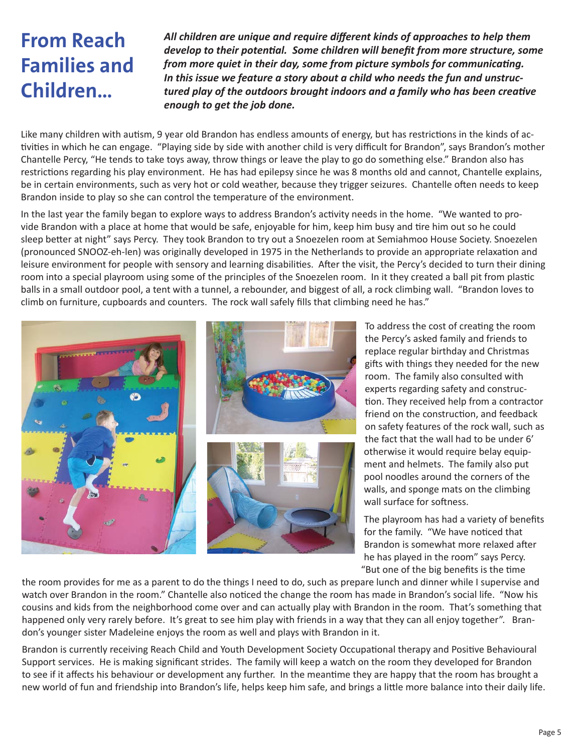# From Reach Families and Children...

***All children are unique and require different kinds of approaches to help them develop to their potential. Some children will benefit from more structure, some from more quiet in their day, some from picture symbols for communicating. In this issue we feature a story about a child who needs the fun and unstructured play of the outdoors brought indoors and a family who has been creative enough to get the job done.***

Like many children with autism, 9 year old Brandon has endless amounts of energy, but has restrictions in the kinds of activities in which he can engage. "Playing side by side with another child is very difficult for Brandon", says Brandon's mother Chantelle Percy, "He tends to take toys away, throw things or leave the play to go do something else." Brandon also has restrictions regarding his play environment. He has had epilepsy since he was 8 months old and cannot, Chantelle explains, be in certain environments, such as very hot or cold weather, because they trigger seizures. Chantelle often needs to keep Brandon inside to play so she can control the temperature of the environment.

In the last year the family began to explore ways to address Brandon's activity needs in the home. "We wanted to provide Brandon with a place at home that would be safe, enjoyable for him, keep him busy and tire him out so he could sleep better at night" says Percy. They took Brandon to try out a Snoezelen room at Semiahmoo House Society. Snoezelen (pronounced SNOOZ-eh-len) was originally developed in 1975 in the Netherlands to provide an appropriate relaxation and leisure environment for people with sensory and learning disabilities. After the visit, the Percy's decided to turn their dining room into a special playroom using some of the principles of the Snoezelen room. In it they created a ball pit from plastic balls in a small outdoor pool, a tent with a tunnel, a rebounder, and biggest of all, a rock climbing wall. "Brandon loves to climb on furniture, cupboards and counters. The rock wall safely fills that climbing need he has."

To address the cost of creating the room the Percy's asked family and friends to replace regular birthday and Christmas gifts with things they needed for the new room. The family also consulted with experts regarding safety and construction. They received help from a contractor friend on the construction, and feedback on safety features of the rock wall, such as the fact that the wall had to be under 6' otherwise it would require belay equipment and helmets. The family also put pool noodles around the corners of the walls, and sponge mats on the climbing wall surface for softness.

The playroom has had a variety of benefits for the family. "We have noticed that Brandon is somewhat more relaxed after he has played in the room" says Percy. "But one of the big benefits is the time the room provides for me as a parent to do the things I need to do, such as prepare lunch and dinner while I supervise and watch over Brandon in the room." Chantelle also noticed the change the room has made in Brandon's social life. "Now his cousins and kids from the neighborhood come over and can actually play with Brandon in the room. That's something that happened only very rarely before. It's great to see him play with friends in a way that they can all enjoy together". Brandon's younger sister Madeleine enjoys the room as well and plays with Brandon in it.

Brandon is currently receiving Reach Child and Youth Development Society Occupational therapy and Positive Behavioural Support services. He is making significant strides. The family will keep a watch on the room they developed for Brandon to see if it affects his behaviour or development any further. In the meantime they are happy that the room has brought a new world of fun and friendship into Brandon's life, helps keep him safe, and brings a little more balance into their daily life.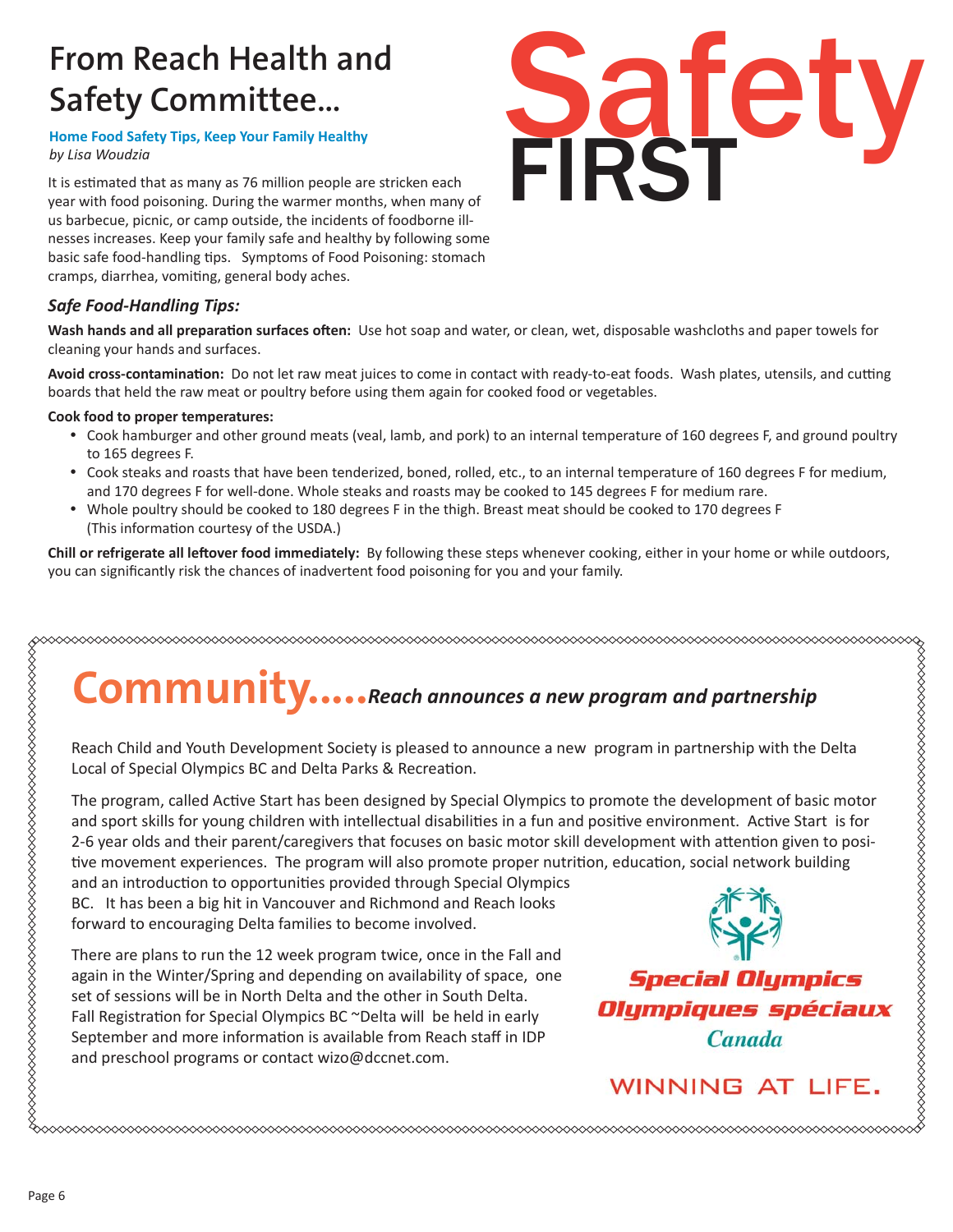# From Reach Health and Safety Committee...

# Safety FIRST

### Home Food Safety Tips, Keep Your Family Healthy

*by Lisa Woudzia*

It is estimated that as many as 76 million people are stricken each year with food poisoning. During the warmer months, when many of us barbecue, picnic, or camp outside, the incidents of foodborne illnesses increases. Keep your family safe and healthy by following some basic safe food-handling tips. Symptoms of Food Poisoning: stomach cramps, diarrhea, vomiting, general body aches.

### *Safe Food-Handling Tips:*

**Wash hands and all preparation surfaces often:** Use hot soap and water, or clean, wet, disposable washcloths and paper towels for cleaning your hands and surfaces.

**Avoid cross-contamination:** Do not let raw meat juices to come in contact with ready-to-eat foods. Wash plates, utensils, and cutting boards that held the raw meat or poultry before using them again for cooked food or vegetables.

**Cook food to proper temperatures:**

- Cook hamburger and other ground meats (veal, lamb, and pork) to an internal temperature of 160 degrees F, and ground poultry to 165 degrees F.
- Cook steaks and roasts that have been tenderized, boned, rolled, etc., to an internal temperature of 160 degrees F for medium, and 170 degrees F for well-done. Whole steaks and roasts may be cooked to 145 degrees F for medium rare.
- Whole poultry should be cooked to 180 degrees F in the thigh. Breast meat should be cooked to 170 degrees F (This information courtesy of the USDA.)

**Chill or refrigerate all leftover food immediately:** By following these steps whenever cooking, either in your home or while outdoors, you can significantly risk the chances of inadvertent food poisoning for you and your family.

# Community.....*Reach announces a new program and partnership*

Reach Child and Youth Development Society is pleased to announce a new program in partnership with the Delta Local of Special Olympics BC and Delta Parks & Recreation.

The program, called Active Start has been designed by Special Olympics to promote the development of basic motor and sport skills for young children with intellectual disabilities in a fun and positive environment. Active Start is for 2-6 year olds and their parent/caregivers that focuses on basic motor skill development with attention given to positive movement experiences. The program will also promote proper nutrition, education, social network building and an introduction to opportunities provided through Special Olympics BC. It has been a big hit in Vancouver and Richmond and Reach looks forward to encouraging Delta families to become involved.

There are plans to run the 12 week program twice, once in the Fall and again in the Winter/Spring and depending on availability of space, one set of sessions will be in North Delta and the other in South Delta. Fall Registration for Special Olympics BC ~Delta will be held in early September and more information is available from Reach staff in IDP and preschool programs or contact wizo@dccnet.com.

Special Olympics
Olympiques spéciaux
Canada

WINNING AT LIFE.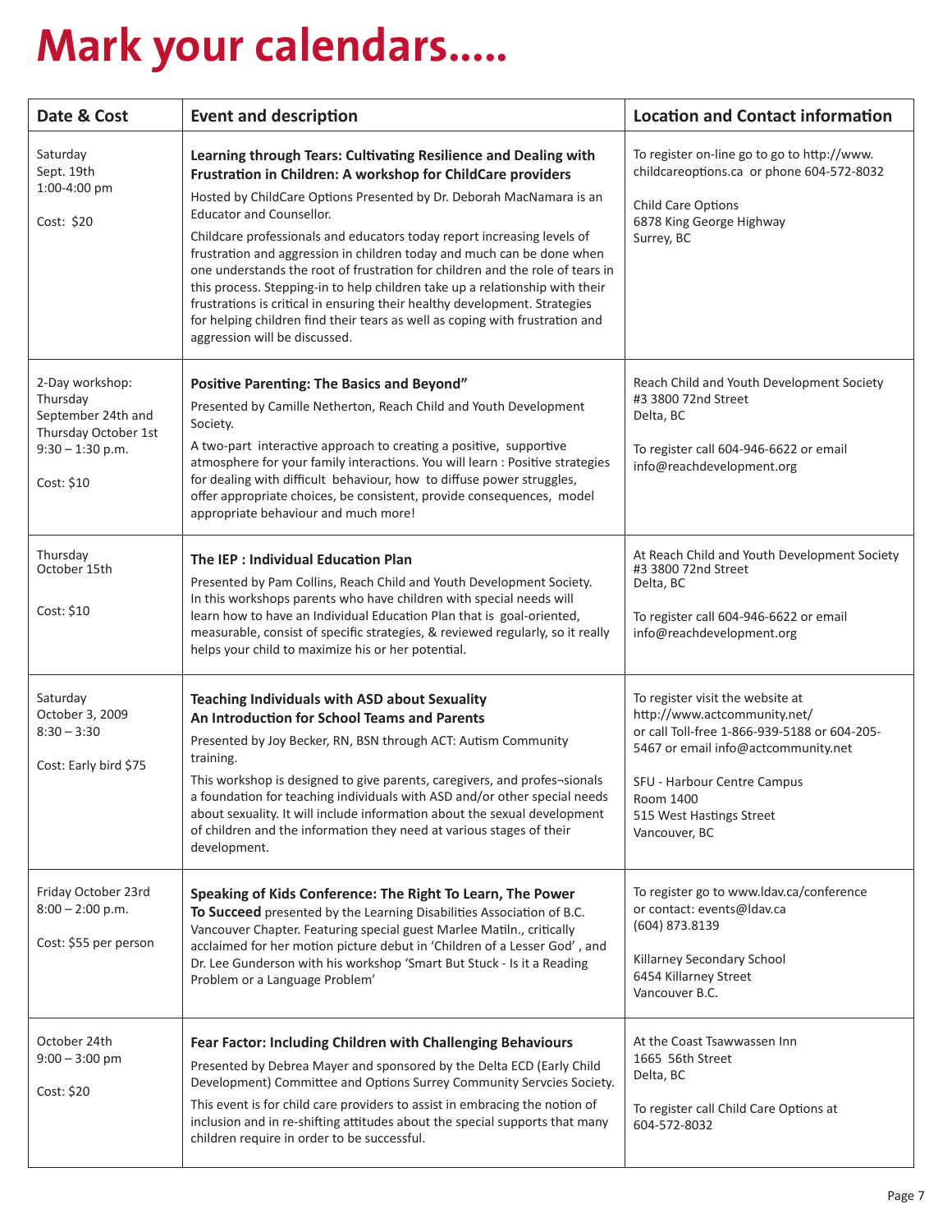# Mark your calendars.....

| Date & Cost | Event and description | Location and Contact information |
|---|---|---|
| Saturday<br>Sept. 19th<br>1:00-4:00 pm<br><br>Cost: $20 | **Learning through Tears: Cultivating Resilience and Dealing with Frustration in Children: A workshop for ChildCare providers**<br>Hosted by ChildCare Options Presented by Dr. Deborah MacNamara is an Educator and Counsellor.<br>Childcare professionals and educators today report increasing levels of frustration and aggression in children today and much can be done when one understands the root of frustration for children and the role of tears in this process. Stepping-in to help children take up a relationship with their frustrations is critical in ensuring their healthy development. Strategies for helping children find their tears as well as coping with frustration and aggression will be discussed. | To register on-line go to go to http://www.childcareoptions.ca or phone 604-572-8032<br><br>Child Care Options<br>6878 King George Highway<br>Surrey, BC |
| 2-Day workshop:<br>Thursday<br>September 24th and Thursday October 1st<br>9:30 – 1:30 p.m.<br><br>Cost: $10 | **Positive Parenting: The Basics and Beyond"**<br>Presented by Camille Netherton, Reach Child and Youth Development Society.<br>A two-part interactive approach to creating a positive, supportive atmosphere for your family interactions. You will learn : Positive strategies for dealing with difficult behaviour, how to diffuse power struggles, offer appropriate choices, be consistent, provide consequences, model appropriate behaviour and much more! | Reach Child and Youth Development Society<br>#3 3800 72nd Street<br>Delta, BC<br><br>To register call 604-946-6622 or email info@reachdevelopment.org |
| Thursday<br>October 15th<br><br>Cost: $10 | **The IEP : Individual Education Plan**<br>Presented by Pam Collins, Reach Child and Youth Development Society. In this workshops parents who have children with special needs will learn how to have an Individual Education Plan that is goal-oriented, measurable, consist of specific strategies, & reviewed regularly, so it really helps your child to maximize his or her potential. | At Reach Child and Youth Development Society<br>#3 3800 72nd Street<br>Delta, BC<br><br>To register call 604-946-6622 or email info@reachdevelopment.org |
| Saturday<br>October 3, 2009<br>8:30 – 3:30<br><br>Cost: Early bird $75 | **Teaching Individuals with ASD about Sexuality**<br>**An Introduction for School Teams and Parents**<br>Presented by Joy Becker, RN, BSN through ACT: Autism Community training.<br>This workshop is designed to give parents, caregivers, and profes¬sionals a foundation for teaching individuals with ASD and/or other special needs about sexuality. It will include information about the sexual development of children and the information they need at various stages of their development. | To register visit the website at http://www.actcommunity.net/<br>or call Toll-free 1-866-939-5188 or 604-205-5467 or email info@actcommunity.net<br><br>SFU - Harbour Centre Campus<br>Room 1400<br>515 West Hastings Street<br>Vancouver, BC |
| Friday October 23rd<br>8:00 – 2:00 p.m.<br><br>Cost: $55 per person | **Speaking of Kids Conference: The Right To Learn, The Power To Succeed** presented by the Learning Disabilities Association of B.C. Vancouver Chapter. Featuring special guest Marlee Matiln., critically acclaimed for her motion picture debut in 'Children of a Lesser God' , and Dr. Lee Gunderson with his workshop 'Smart But Stuck - Is it a Reading Problem or a Language Problem' | To register go to www.ldav.ca/conference<br>or contact: events@ldav.ca<br>(604) 873.8139<br><br>Killarney Secondary School<br>6454 Killarney Street<br>Vancouver B.C. |
| October 24th<br>9:00 – 3:00 pm<br><br>Cost: $20 | **Fear Factor: Including Children with Challenging Behaviours**<br>Presented by Debrea Mayer and sponsored by the Delta ECD (Early Child Development) Committee and Options Surrey Community Servcies Society.<br>This event is for child care providers to assist in embracing the notion of inclusion and in re-shifting attitudes about the special supports that many children require in order to be successful. | At the Coast Tsawwassen Inn<br>1665 56th Street<br>Delta, BC<br><br>To register call Child Care Options at 604-572-8032 |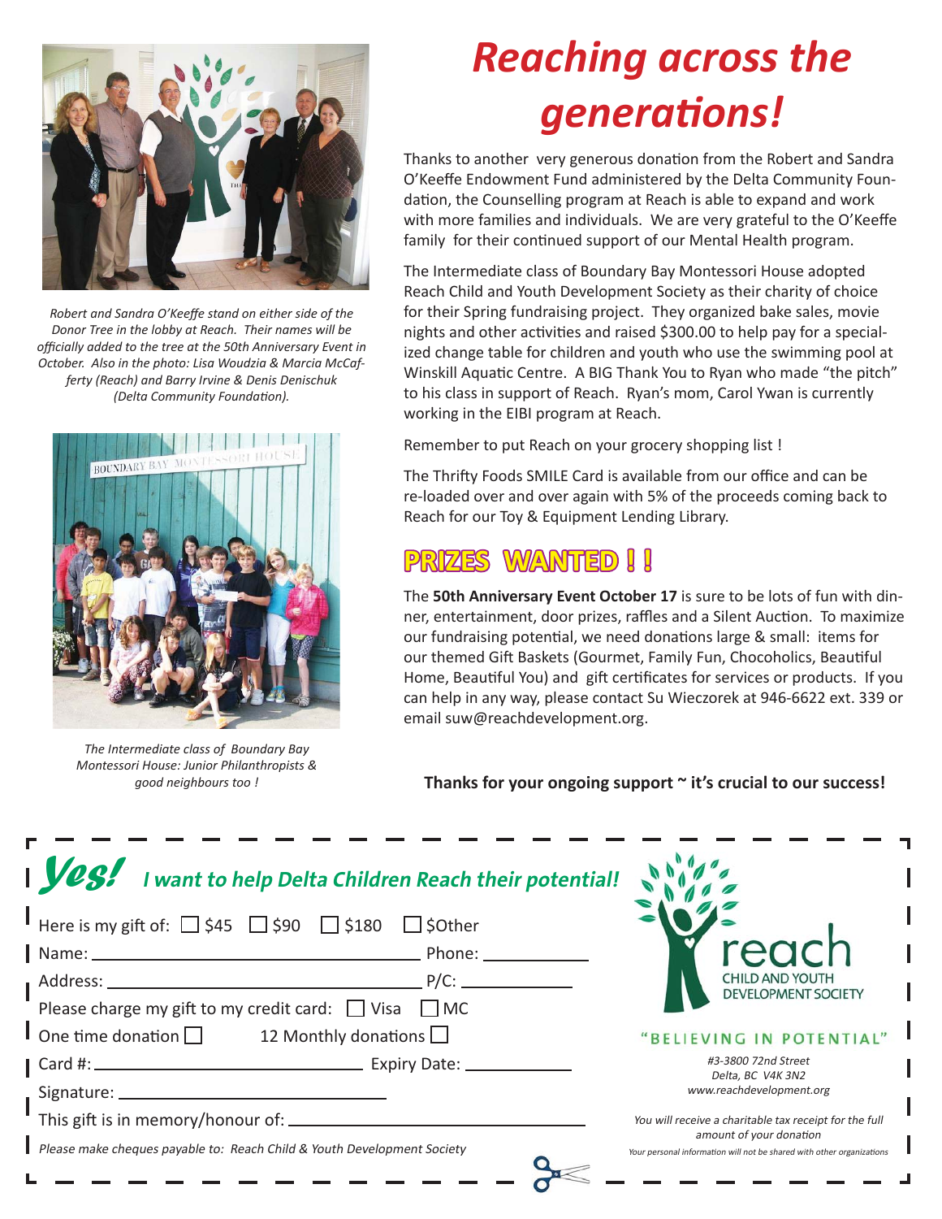Robert and Sandra O'Keeffe stand on either side of the Donor Tree in the lobby at Reach. Their names will be officially added to the tree at the 50th Anniversary Event in October. Also in the photo: Lisa Woudzia & Marcia McCafferty (Reach) and Barry Irvine & Denis Denischuk (Delta Community Foundation).

The Intermediate class of Boundary Bay Montessori House: Junior Philanthropists & good neighbours too !

# *Reaching across the generations!*

Thanks to another very generous donation from the Robert and Sandra O'Keeffe Endowment Fund administered by the Delta Community Foundation, the Counselling program at Reach is able to expand and work with more families and individuals. We are very grateful to the O'Keeffe family for their continued support of our Mental Health program.

The Intermediate class of Boundary Bay Montessori House adopted Reach Child and Youth Development Society as their charity of choice for their Spring fundraising project. They organized bake sales, movie nights and other activities and raised $300.00 to help pay for a specialized change table for children and youth who use the swimming pool at Winskill Aquatic Centre. A BIG Thank You to Ryan who made "the pitch" to his class in support of Reach. Ryan's mom, Carol Ywan is currently working in the EIBI program at Reach.

Remember to put Reach on your grocery shopping list !

The Thrifty Foods SMILE Card is available from our office and can be re-loaded over and over again with 5% of the proceeds coming back to Reach for our Toy & Equipment Lending Library.

## PRIZES WANTED ! !

The **50th Anniversary Event October 17** is sure to be lots of fun with dinner, entertainment, door prizes, raffles and a Silent Auction. To maximize our fundraising potential, we need donations large & small: items for our themed Gift Baskets (Gourmet, Family Fun, Chocoholics, Beautiful Home, Beautiful You) and gift certificates for services or products. If you can help in any way, please contact Su Wieczorek at 946-6622 ext. 339 or email suw@reachdevelopment.org.

**Thanks for your ongoing support ~ it's crucial to our success!**

---

***Yes!*** ***I want to help Delta Children Reach their potential!***

Here is my gift of: ☐ $45 ☐ $90 ☐ $180 ☐ $Other

Name: ______________________ Phone: __________

Address: ______________________ P/C: __________

Please charge my gift to my credit card: ☐ Visa ☐ MC

One time donation ☐ 12 Monthly donations ☐

Card #: ______________________ Expiry Date: __________

Signature: ______________________

This gift is in memory/honour of: ______________________

*Please make cheques payable to: Reach Child & Youth Development Society*

reach
CHILD AND YOUTH DEVELOPMENT SOCIETY

"BELIEVING IN POTENTIAL"

*#3-3800 72nd Street*
*Delta, BC V4K 3N2*
*www.reachdevelopment.org*

*You will receive a charitable tax receipt for the full amount of your donation*

*Your personal information will not be shared with other organizations*